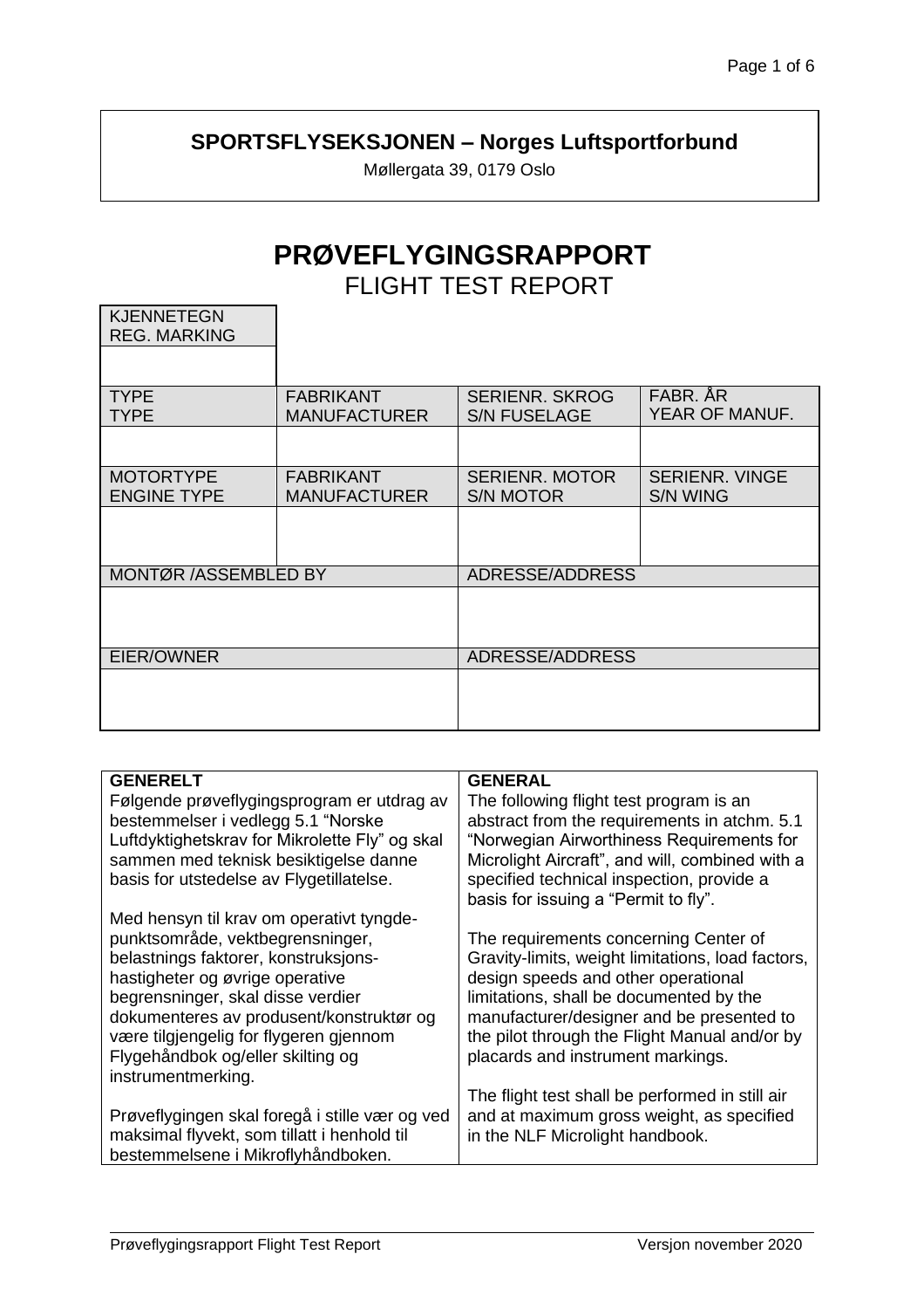**SPORTSFLYSEKSJONEN – Norges Luftsportforbund**

Møllergata 39, 0179 Oslo

# PRØVEFLYGINGSRAPPORT

## FLIGHT TEST REPORT

| KJENNETEGN<br>REG. MARKING | | | |
|---|---|---|---|
| | | | |
| **TYPE**<br>TYPE | **FABRIKANT**<br>MANUFACTURER | **SERIENR. SKROG**<br>S/N FUSELAGE | **FABR. ÅR**<br>YEAR OF MANUF. |
| | | | |
| **MOTORTYPE**<br>ENGINE TYPE | **FABRIKANT**<br>MANUFACTURER | **SERIENR. MOTOR**<br>S/N MOTOR | **SERIENR. VINGE**<br>S/N WING |
| | | | |
| **MONTØR /ASSEMBLED BY** | | **ADRESSE/ADDRESS** | |
| | | | |
| **EIER/OWNER** | | **ADRESSE/ADDRESS** | |
| | | | |

| **GENERELT** | **GENERAL** |
|---|---|
| Følgende prøveflygingsprogram er utdrag av bestemmelser i vedlegg 5.1 "Norske Luftdyktighetskrav for Mikrolette Fly" og skal sammen med teknisk besiktigelse danne basis for utstedelse av Flygetillatelse. | The following flight test program is an abstract from the requirements in atchm. 5.1 "Norwegian Airworthiness Requirements for Microlight Aircraft", and will, combined with a specified technical inspection, provide a basis for issuing a "Permit to fly". |
| Med hensyn til krav om operativt tyngdepunktsområde, vektbegrensninger, belastnings faktorer, konstruksjonshastigheter og øvrige operative begrensninger, skal disse verdier dokumenteres av produsent/konstruktør og være tilgjengelig for flygeren gjennom Flygehåndbok og/eller skilting og instrumentmerking. | The requirements concerning Center of Gravity-limits, weight limitations, load factors, design speeds and other operational limitations, shall be documented by the manufacturer/designer and be presented to the pilot through the Flight Manual and/or by placards and instrument markings. |
| Prøveflygingen skal foregå i stille vær og ved maksimal flyvekt, som tillatt i henhold til bestemmelsene i Mikroflyhåndboken. | The flight test shall be performed in still air and at maximum gross weight, as specified in the NLF Microlight handbook. |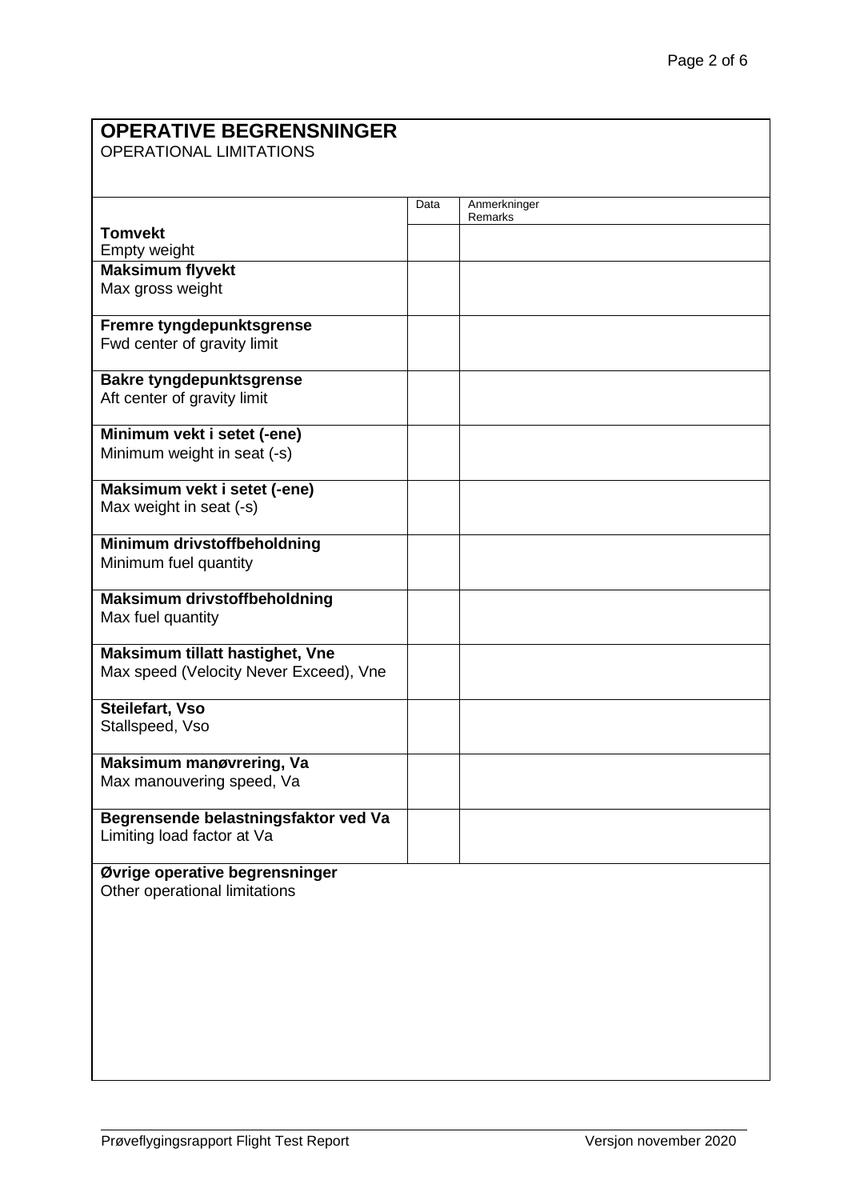## OPERATIVE BEGRENSNINGER
OPERATIONAL LIMITATIONS

| | Data | Anmerkninger Remarks |
|---|---|---|
| **Tomvekt** Empty weight | | |
| **Maksimum flyvekt** Max gross weight | | |
| **Fremre tyngdepunktsgrense** Fwd center of gravity limit | | |
| **Bakre tyngdepunktsgrense** Aft center of gravity limit | | |
| **Minimum vekt i setet (-ene)** Minimum weight in seat (-s) | | |
| **Maksimum vekt i setet (-ene)** Max weight in seat (-s) | | |
| **Minimum drivstoffbeholdning** Minimum fuel quantity | | |
| **Maksimum drivstoffbeholdning** Max fuel quantity | | |
| **Maksimum tillatt hastighet, Vne** Max speed (Velocity Never Exceed), Vne | | |
| **Steilefart, Vso** Stallspeed, Vso | | |
| **Maksimum manøvrering, Va** Max manouvering speed, Va | | |
| **Begrensende belastningsfaktor ved Va** Limiting load factor at Va | | |

**Øvrige operative begrensninger**
Other operational limitations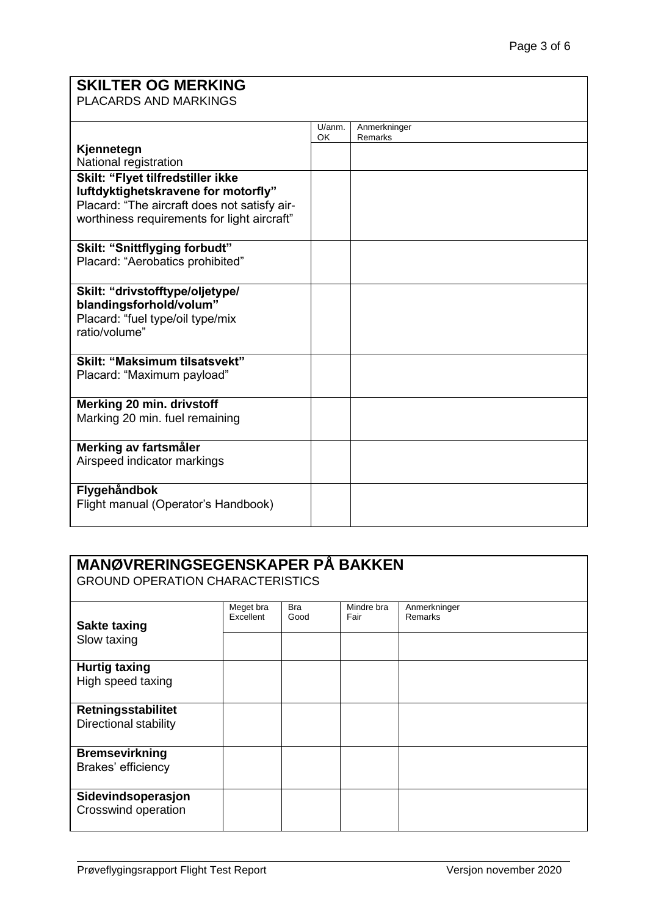## SKILTER OG MERKING
PLACARDS AND MARKINGS

| | U/anm. OK | Anmerkninger Remarks |
|---|---|---|
| **Kjennetegn** National registration | | |
| **Skilt: "Flyet tilfredstiller ikke luftdyktighetskravene for motorfly"** Placard: "The aircraft does not satisfy air-worthiness requirements for light aircraft" | | |
| **Skilt: "Snittflyging forbudt"** Placard: "Aerobatics prohibited" | | |
| **Skilt: "drivstofftype/oljetype/ blandingsforhold/volum"** Placard: "fuel type/oil type/mix ratio/volume" | | |
| **Skilt: "Maksimum tilsatsvekt"** Placard: "Maximum payload" | | |
| **Merking 20 min. drivstoff** Marking 20 min. fuel remaining | | |
| **Merking av fartsmåler** Airspeed indicator markings | | |
| **Flygehåndbok** Flight manual (Operator's Handbook) | | |

## MANØVRERINGSEGENSKAPER PÅ BAKKEN
GROUND OPERATION CHARACTERISTICS

| | Meget bra Excellent | Bra Good | Mindre bra Fair | Anmerkninger Remarks |
|---|---|---|---|---|
| **Sakte taxing** Slow taxing | | | | |
| **Hurtig taxing** High speed taxing | | | | |
| **Retningsstabilitet** Directional stability | | | | |
| **Bremsevirkning** Brakes' efficiency | | | | |
| **Sidevindsoperasjon** Crosswind operation | | | | |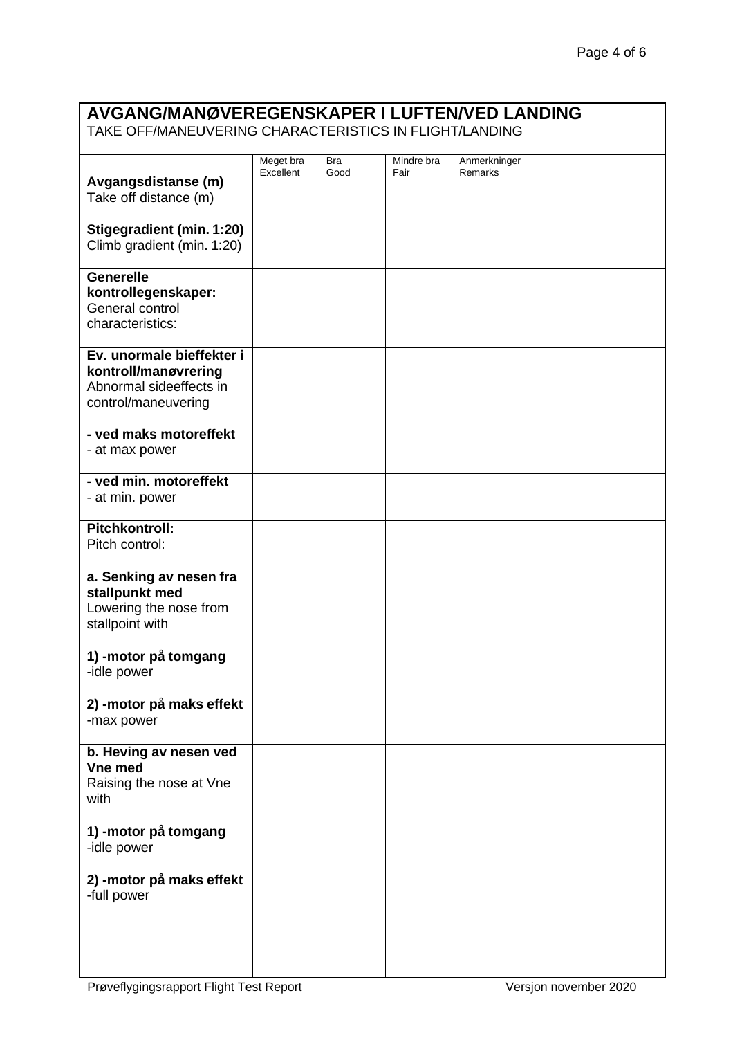## AVGANG/MANØVEREGENSKAPER I LUFTEN/VED LANDING

TAKE OFF/MANEUVERING CHARACTERISTICS IN FLIGHT/LANDING

| | Meget bra Excellent | Bra Good | Mindre bra Fair | Anmerkninger Remarks |
|---|---|---|---|---|
| **Avgangsdistanse (m)** Take off distance (m) | | | | |
| **Stigegradient (min. 1:20)** Climb gradient (min. 1:20) | | | | |
| **Generelle kontrollegenskaper:** General control characteristics: | | | | |
| **Ev. unormale bieffekter i kontroll/manøvrering** Abnormal sideeffects in control/maneuvering | | | | |
| **- ved maks motoreffekt** - at max power | | | | |
| **- ved min. motoreffekt** - at min. power | | | | |
| **Pitchkontroll:** Pitch control: **a. Senking av nesen fra stallpunkt med** Lowering the nose from stallpoint with **1) -motor på tomgang** -idle power **2) -motor på maks effekt** -max power | | | | |
| **b. Heving av nesen ved Vne med** Raising the nose at Vne with **1) -motor på tomgang** -idle power **2) -motor på maks effekt** -full power | | | | |

Prøveflygingsrapport Flight Test Report — Versjon november 2020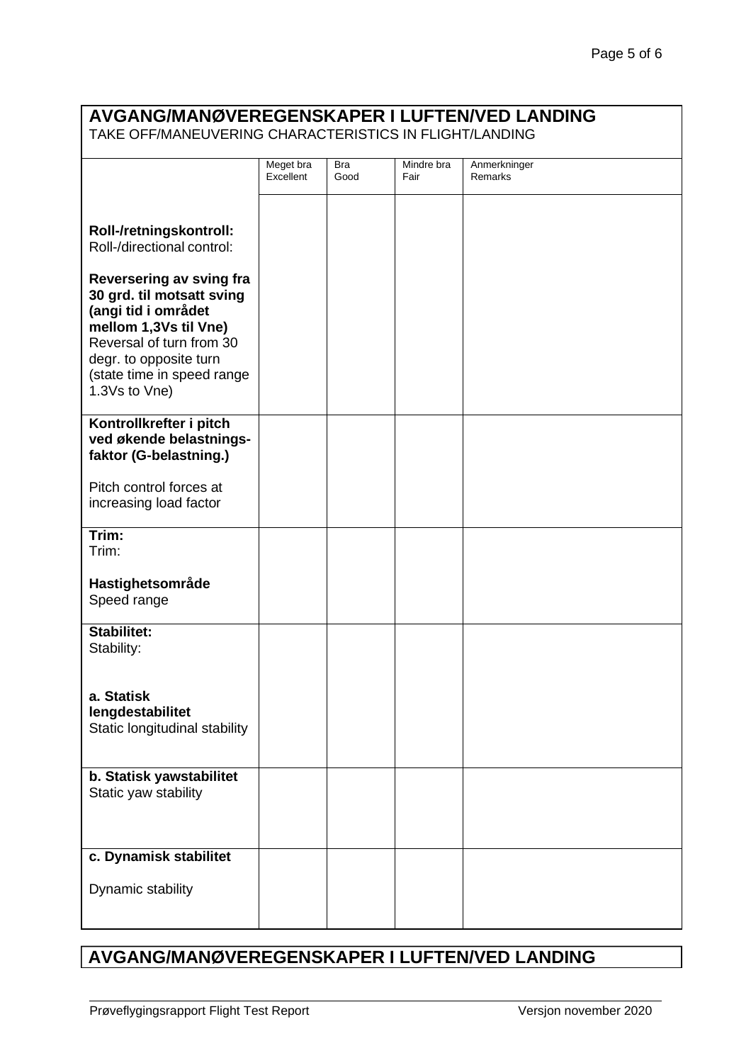## AVGANG/MANØVEREGENSKAPER I LUFTEN/VED LANDING

TAKE OFF/MANEUVERING CHARACTERISTICS IN FLIGHT/LANDING

| | Meget bra Excellent | Bra Good | Mindre bra Fair | Anmerkninger Remarks |
|---|---|---|---|---|
| **Roll-/retningskontroll:** Roll-/directional control: **Reversering av sving fra 30 grd. til motsatt sving (angi tid i området mellom 1,3Vs til Vne)** Reversal of turn from 30 degr. to opposite turn (state time in speed range 1.3Vs to Vne) | | | | |
| **Kontrollkrefter i pitch ved økende belastnings-faktor (G-belastning.)** Pitch control forces at increasing load factor | | | | |
| **Trim:** Trim: **Hastighetsområde** Speed range | | | | |
| **Stabilitet:** Stability: **a. Statisk lengdestabilitet** Static longitudinal stability | | | | |
| **b. Statisk yawstabilitet** Static yaw stability | | | | |
| **c. Dynamisk stabilitet** Dynamic stability | | | | |

## AVGANG/MANØVEREGENSKAPER I LUFTEN/VED LANDING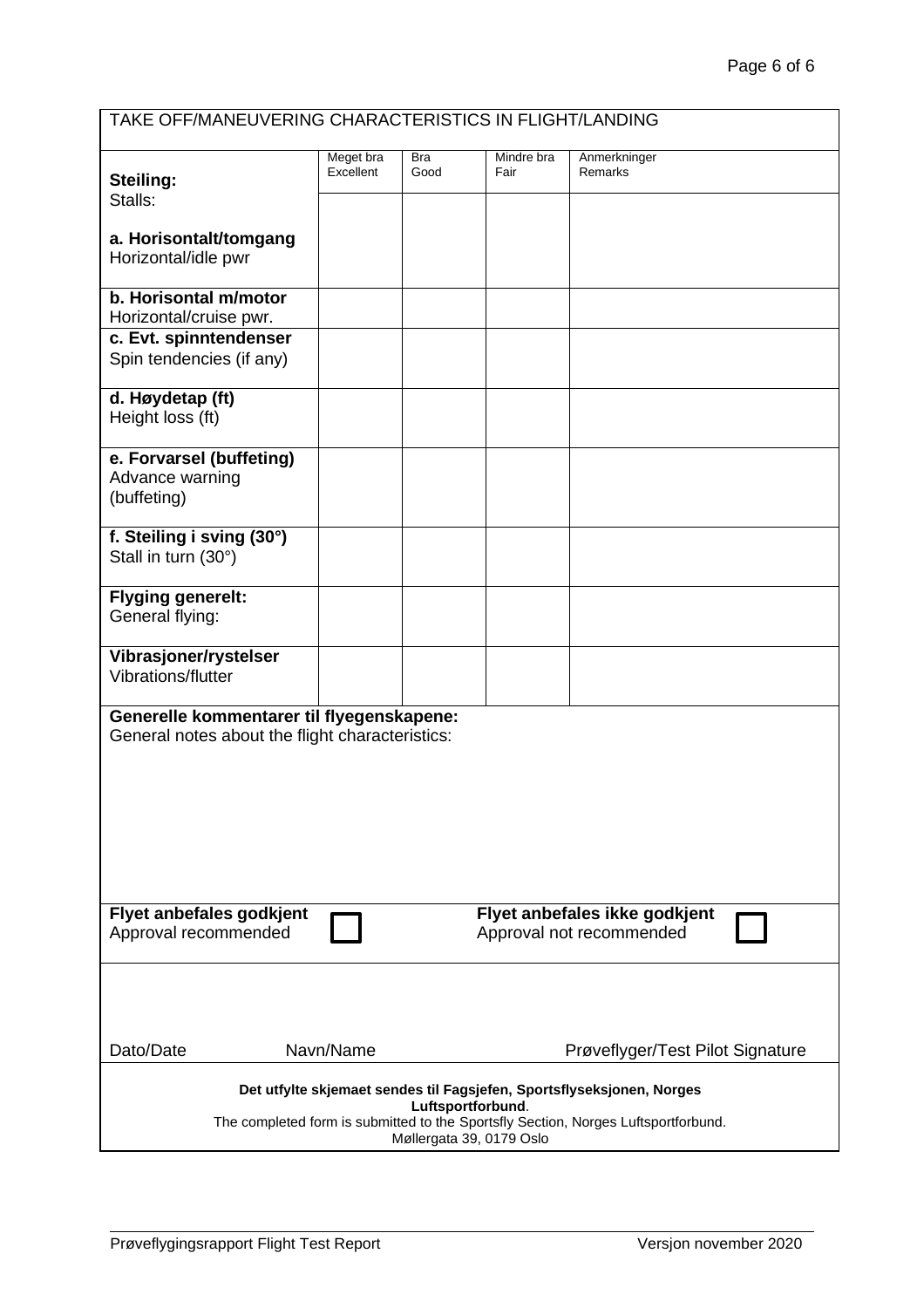## TAKE OFF/MANEUVERING CHARACTERISTICS IN FLIGHT/LANDING

| **Steiling:** Stalls: | Meget bra Excellent | Bra Good | Mindre bra Fair | Anmerkninger Remarks |
|---|---|---|---|---|
| **a. Horisontalt/tomgang** Horizontal/idle pwr | | | | |
| **b. Horisontal m/motor** Horizontal/cruise pwr. | | | | |
| **c. Evt. spinntendenser** Spin tendencies (if any) | | | | |
| **d. Høydetap (ft)** Height loss (ft) | | | | |
| **e. Forvarsel (buffeting)** Advance warning (buffeting) | | | | |
| **f. Steiling i sving (30°)** Stall in turn (30°) | | | | |
| **Flyging generelt:** General flying: | | | | |
| **Vibrasjoner/rystelser** Vibrations/flutter | | | | |

**Generelle kommentarer til flyegenskapene:**
General notes about the flight characteristics:

**Flyet anbefales godkjent** ☐
Approval recommended

**Flyet anbefales ikke godkjent** ☐
Approval not recommended

Dato/Date Navn/Name Prøveflyger/Test Pilot Signature

**Det utfylte skjemaet sendes til Fagsjefen, Sportsflyseksjonen, Norges Luftsportforbund**.
The completed form is submitted to the Sportsfly Section, Norges Luftsportforbund.
Møllergata 39, 0179 Oslo